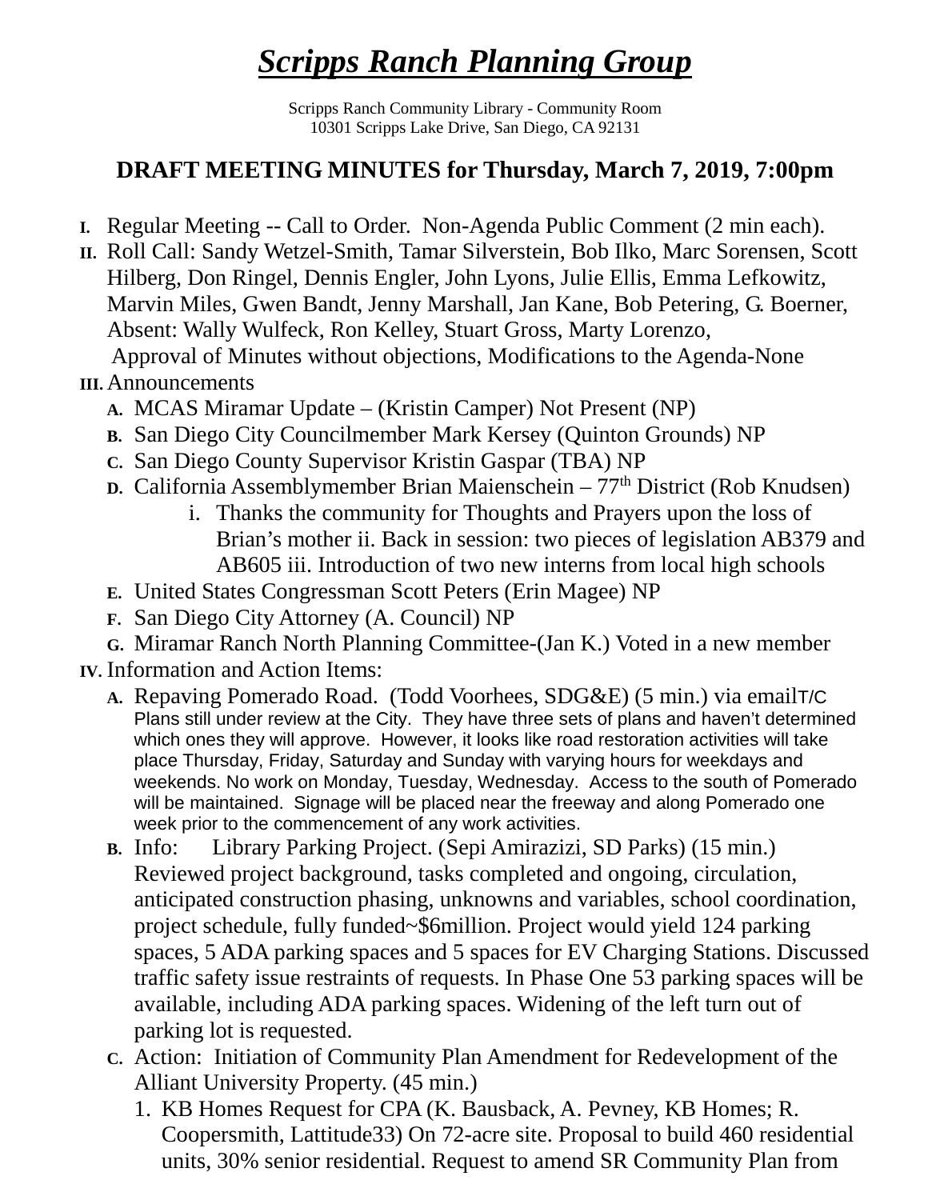# ***Scripps Ranch Planning Group***

Scripps Ranch Community Library - Community Room
10301 Scripps Lake Drive, San Diego, CA 92131

## DRAFT MEETING MINUTES for Thursday, March 7, 2019, 7:00pm

I. Regular Meeting -- Call to Order. Non-Agenda Public Comment (2 min each).

II. Roll Call: Sandy Wetzel-Smith, Tamar Silverstein, Bob Ilko, Marc Sorensen, Scott Hilberg, Don Ringel, Dennis Engler, John Lyons, Julie Ellis, Emma Lefkowitz, Marvin Miles, Gwen Bandt, Jenny Marshall, Jan Kane, Bob Petering, G. Boerner, Absent: Wally Wulfeck, Ron Kelley, Stuart Gross, Marty Lorenzo,
Approval of Minutes without objections, Modifications to the Agenda-None

III. Announcements

A. MCAS Miramar Update – (Kristin Camper) Not Present (NP)

B. San Diego City Councilmember Mark Kersey (Quinton Grounds) NP

C. San Diego County Supervisor Kristin Gaspar (TBA) NP

D. California Assemblymember Brian Maienschein – 77th District (Rob Knudsen)

i. Thanks the community for Thoughts and Prayers upon the loss of Brian's mother ii. Back in session: two pieces of legislation AB379 and AB605 iii. Introduction of two new interns from local high schools

E. United States Congressman Scott Peters (Erin Magee) NP

F. San Diego City Attorney (A. Council) NP

G. Miramar Ranch North Planning Committee-(Jan K.) Voted in a new member

IV. Information and Action Items:

A. Repaving Pomerado Road. (Todd Voorhees, SDG&E) (5 min.) via emailT/C Plans still under review at the City. They have three sets of plans and haven't determined which ones they will approve. However, it looks like road restoration activities will take place Thursday, Friday, Saturday and Sunday with varying hours for weekdays and weekends. No work on Monday, Tuesday, Wednesday. Access to the south of Pomerado will be maintained. Signage will be placed near the freeway and along Pomerado one week prior to the commencement of any work activities.

B. Info: Library Parking Project. (Sepi Amirazizi, SD Parks) (15 min.) Reviewed project background, tasks completed and ongoing, circulation, anticipated construction phasing, unknowns and variables, school coordination, project schedule, fully funded~$6million. Project would yield 124 parking spaces, 5 ADA parking spaces and 5 spaces for EV Charging Stations. Discussed traffic safety issue restraints of requests. In Phase One 53 parking spaces will be available, including ADA parking spaces. Widening of the left turn out of parking lot is requested.

C. Action: Initiation of Community Plan Amendment for Redevelopment of the Alliant University Property. (45 min.)

1. KB Homes Request for CPA (K. Bausback, A. Pevney, KB Homes; R. Coopersmith, Lattitude33) On 72-acre site. Proposal to build 460 residential units, 30% senior residential. Request to amend SR Community Plan from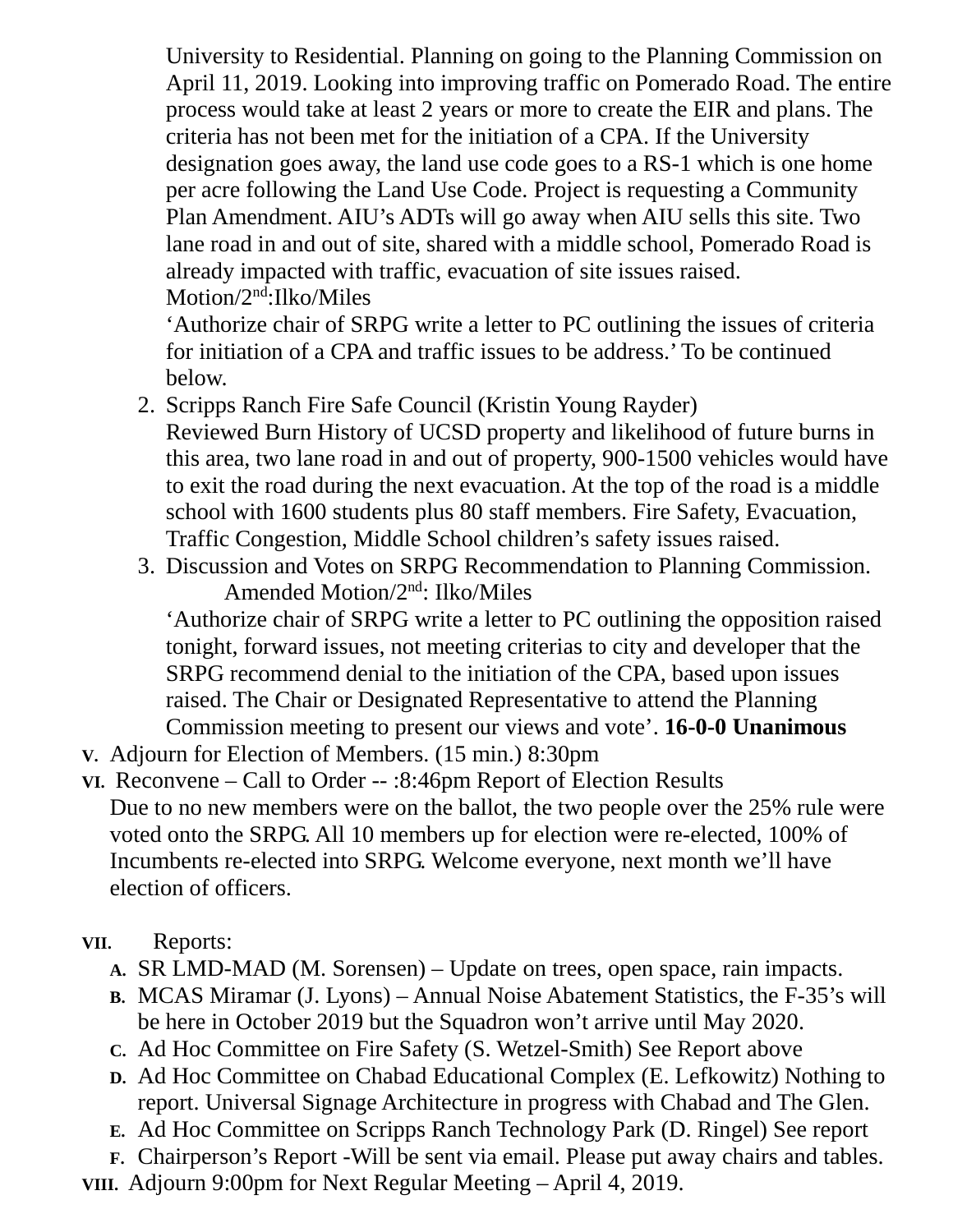University to Residential. Planning on going to the Planning Commission on April 11, 2019. Looking into improving traffic on Pomerado Road. The entire process would take at least 2 years or more to create the EIR and plans. The criteria has not been met for the initiation of a CPA. If the University designation goes away, the land use code goes to a RS-1 which is one home per acre following the Land Use Code. Project is requesting a Community Plan Amendment. AIU's ADTs will go away when AIU sells this site. Two lane road in and out of site, shared with a middle school, Pomerado Road is already impacted with traffic, evacuation of site issues raised.
Motion/2nd:Ilko/Miles
'Authorize chair of SRPG write a letter to PC outlining the issues of criteria for initiation of a CPA and traffic issues to be address.' To be continued below.

2. Scripps Ranch Fire Safe Council (Kristin Young Rayder)
   Reviewed Burn History of UCSD property and likelihood of future burns in this area, two lane road in and out of property, 900-1500 vehicles would have to exit the road during the next evacuation. At the top of the road is a middle school with 1600 students plus 80 staff members. Fire Safety, Evacuation, Traffic Congestion, Middle School children's safety issues raised.
3. Discussion and Votes on SRPG Recommendation to Planning Commission.
   Amended Motion/2nd: Ilko/Miles
   'Authorize chair of SRPG write a letter to PC outlining the opposition raised tonight, forward issues, not meeting criterias to city and developer that the SRPG recommend denial to the initiation of the CPA, based upon issues raised. The Chair or Designated Representative to attend the Planning Commission meeting to present our views and vote'. **16-0-0 Unanimous**

V. Adjourn for Election of Members. (15 min.) 8:30pm

VI. Reconvene – Call to Order -- :8:46pm Report of Election Results
Due to no new members were on the ballot, the two people over the 25% rule were voted onto the SRPG. All 10 members up for election were re-elected, 100% of Incumbents re-elected into SRPG. Welcome everyone, next month we'll have election of officers.

VII. Reports:

A. SR LMD-MAD (M. Sorensen) – Update on trees, open space, rain impacts.
B. MCAS Miramar (J. Lyons) – Annual Noise Abatement Statistics, the F-35's will be here in October 2019 but the Squadron won't arrive until May 2020.
C. Ad Hoc Committee on Fire Safety (S. Wetzel-Smith) See Report above
D. Ad Hoc Committee on Chabad Educational Complex (E. Lefkowitz) Nothing to report. Universal Signage Architecture in progress with Chabad and The Glen.
E. Ad Hoc Committee on Scripps Ranch Technology Park (D. Ringel) See report
F. Chairperson's Report -Will be sent via email. Please put away chairs and tables.

VIII. Adjourn 9:00pm for Next Regular Meeting – April 4, 2019.